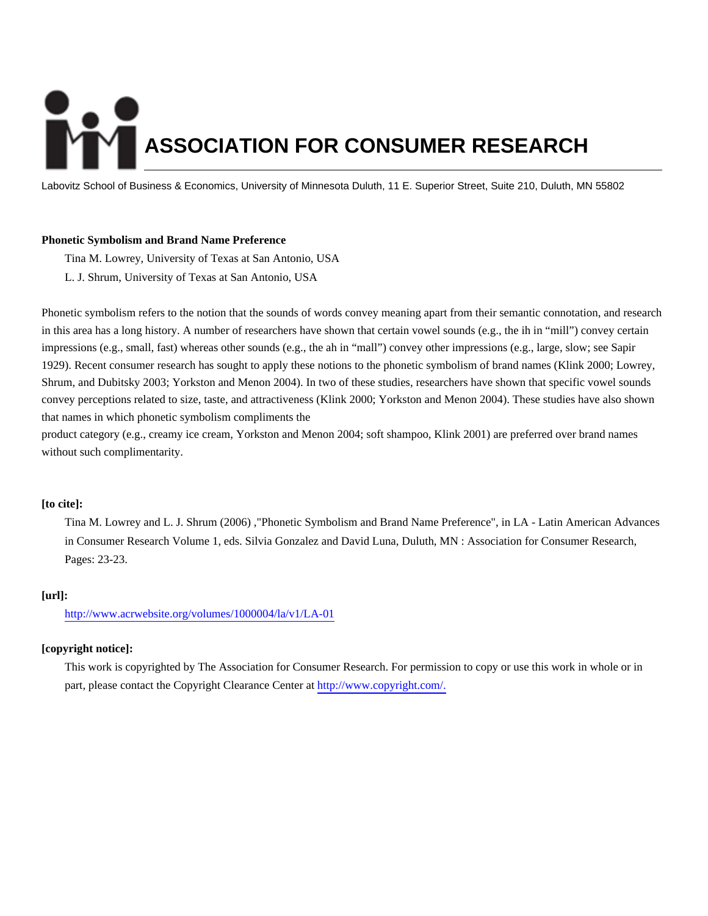# ASSOCIATION FOR CONSUMER RESEARCH

Labovitz School of Business & Economics, University of Minnesota Duluth, 11 E. Superior Street, Suite 210, Duluth, MN 55802

**Phonetic Symbolism and Brand Name Preference**

Tina M. Lowrey, University of Texas at San Antonio, USA

L. J. Shrum, University of Texas at San Antonio, USA

Phonetic symbolism refers to the notion that the sounds of words convey meaning apart from their semantic connotation, and research in this area has a long history. A number of researchers have shown that certain vowel sounds (e.g., the ih in "mill") convey certain impressions (e.g., small, fast) whereas other sounds (e.g., the ah in "mall") convey other impressions (e.g., large, slow; see Sapir 1929). Recent consumer research has sought to apply these notions to the phonetic symbolism of brand names (Klink 2000; Lowrey, Shrum, and Dubitsky 2003; Yorkston and Menon 2004). In two of these studies, researchers have shown that specific vowel sounds convey perceptions related to size, taste, and attractiveness (Klink 2000; Yorkston and Menon 2004). These studies have also shown that names in which phonetic symbolism compliments the product category (e.g., creamy ice cream, Yorkston and Menon 2004; soft shampoo, Klink 2001) are preferred over brand names without such complimentarity.

**[to cite]:**

Tina M. Lowrey and L. J. Shrum (2006) ,"Phonetic Symbolism and Brand Name Preference", in LA - Latin American Advances in Consumer Research Volume 1, eds. Silvia Gonzalez and David Luna, Duluth, MN : Association for Consumer Research, Pages: 23-23.

**[url]:**

http://www.acrwebsite.org/volumes/1000004/la/v1/LA-01

**[copyright notice]:**

This work is copyrighted by The Association for Consumer Research. For permission to copy or use this work in whole or in part, please contact the Copyright Clearance Center at http://www.copyright.com/.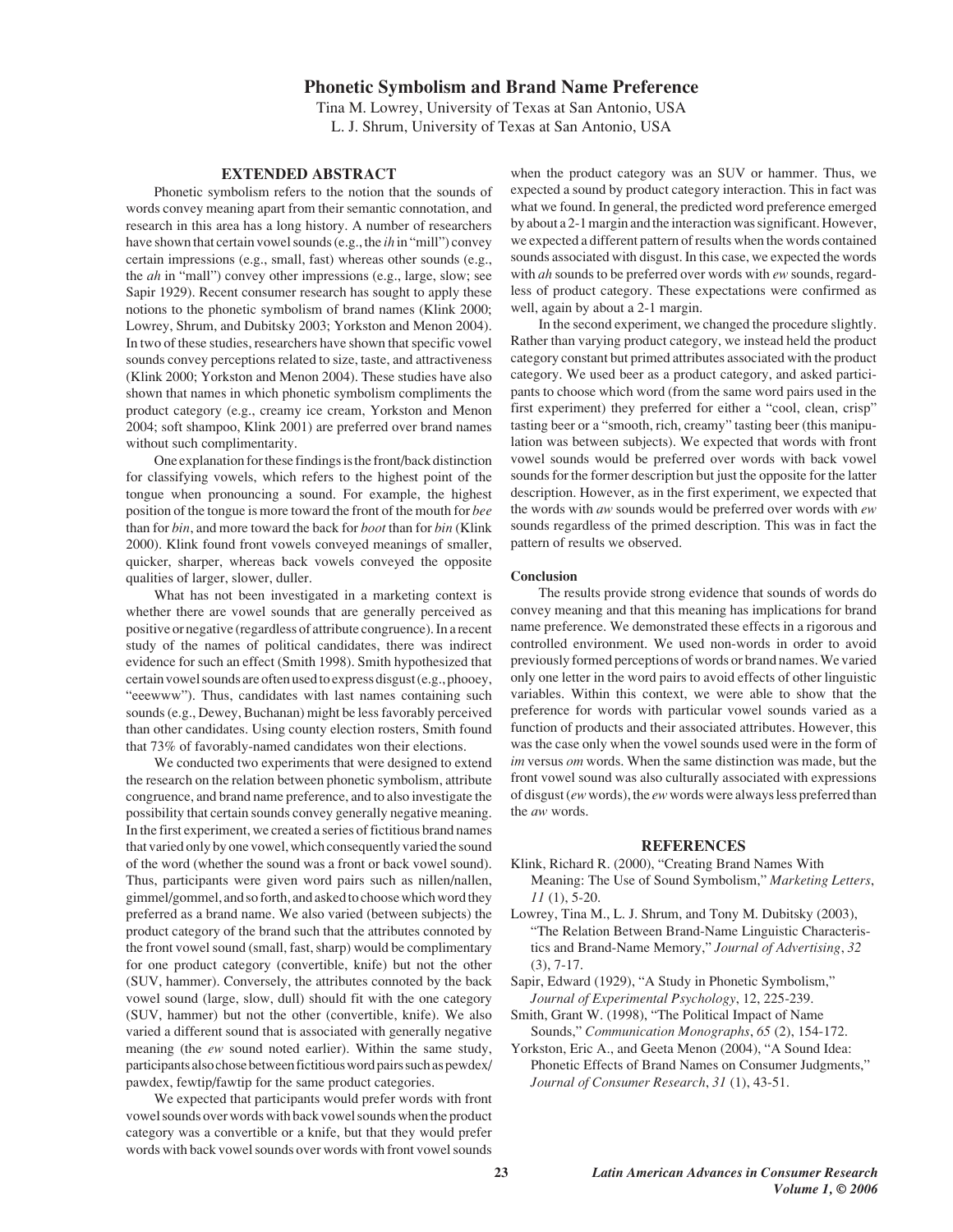# Phonetic Symbolism and Brand Name Preference

Tina M. Lowrey, University of Texas at San Antonio, USA
L. J. Shrum, University of Texas at San Antonio, USA

## EXTENDED ABSTRACT

Phonetic symbolism refers to the notion that the sounds of words convey meaning apart from their semantic connotation, and research in this area has a long history. A number of researchers have shown that certain vowel sounds (e.g., the *ih* in "mill") convey certain impressions (e.g., small, fast) whereas other sounds (e.g., the *ah* in "mall") convey other impressions (e.g., large, slow; see Sapir 1929). Recent consumer research has sought to apply these notions to the phonetic symbolism of brand names (Klink 2000; Lowrey, Shrum, and Dubitsky 2003; Yorkston and Menon 2004). In two of these studies, researchers have shown that specific vowel sounds convey perceptions related to size, taste, and attractiveness (Klink 2000; Yorkston and Menon 2004). These studies have also shown that names in which phonetic symbolism compliments the product category (e.g., creamy ice cream, Yorkston and Menon 2004; soft shampoo, Klink 2001) are preferred over brand names without such complimentarity.

One explanation for these findings is the front/back distinction for classifying vowels, which refers to the highest point of the tongue when pronouncing a sound. For example, the highest position of the tongue is more toward the front of the mouth for *bee* than for *bin*, and more toward the back for *boot* than for *bin* (Klink 2000). Klink found front vowels conveyed meanings of smaller, quicker, sharper, whereas back vowels conveyed the opposite qualities of larger, slower, duller.

What has not been investigated in a marketing context is whether there are vowel sounds that are generally perceived as positive or negative (regardless of attribute congruence). In a recent study of the names of political candidates, there was indirect evidence for such an effect (Smith 1998). Smith hypothesized that certain vowel sounds are often used to express disgust (e.g., phooey, "eeewww"). Thus, candidates with last names containing such sounds (e.g., Dewey, Buchanan) might be less favorably perceived than other candidates. Using county election rosters, Smith found that 73% of favorably-named candidates won their elections.

We conducted two experiments that were designed to extend the research on the relation between phonetic symbolism, attribute congruence, and brand name preference, and to also investigate the possibility that certain sounds convey generally negative meaning. In the first experiment, we created a series of fictitious brand names that varied only by one vowel, which consequently varied the sound of the word (whether the sound was a front or back vowel sound). Thus, participants were given word pairs such as nillen/nallen, gimmel/gommel, and so forth, and asked to choose which word they preferred as a brand name. We also varied (between subjects) the product category of the brand such that the attributes connoted by the front vowel sound (small, fast, sharp) would be complimentary for one product category (convertible, knife) but not the other (SUV, hammer). Conversely, the attributes connoted by the back vowel sound (large, slow, dull) should fit with the one category (SUV, hammer) but not the other (convertible, knife). We also varied a different sound that is associated with generally negative meaning (the *ew* sound noted earlier). Within the same study, participants also chose between fictitious word pairs such as pewdex/pawdex, fewtip/fawtip for the same product categories.

We expected that participants would prefer words with front vowel sounds over words with back vowel sounds when the product category was a convertible or a knife, but that they would prefer words with back vowel sounds over words with front vowel sounds when the product category was an SUV or hammer. Thus, we expected a sound by product category interaction. This in fact was what we found. In general, the predicted word preference emerged by about a 2-1 margin and the interaction was significant. However, we expected a different pattern of results when the words contained sounds associated with disgust. In this case, we expected the words with *ah* sounds to be preferred over words with *ew* sounds, regardless of product category. These expectations were confirmed as well, again by about a 2-1 margin.

In the second experiment, we changed the procedure slightly. Rather than varying product category, we instead held the product category constant but primed attributes associated with the product category. We used beer as a product category, and asked participants to choose which word (from the same word pairs used in the first experiment) they preferred for either a "cool, clean, crisp" tasting beer or a "smooth, rich, creamy" tasting beer (this manipulation was between subjects). We expected that words with front vowel sounds would be preferred over words with back vowel sounds for the former description but just the opposite for the latter description. However, as in the first experiment, we expected that the words with *aw* sounds would be preferred over words with *ew* sounds regardless of the primed description. This was in fact the pattern of results we observed.

### Conclusion

The results provide strong evidence that sounds of words do convey meaning and that this meaning has implications for brand name preference. We demonstrated these effects in a rigorous and controlled environment. We used non-words in order to avoid previously formed perceptions of words or brand names. We varied only one letter in the word pairs to avoid effects of other linguistic variables. Within this context, we were able to show that the preference for words with particular vowel sounds varied as a function of products and their associated attributes. However, this was the case only when the vowel sounds used were in the form of *im* versus *om* words. When the same distinction was made, but the front vowel sound was also culturally associated with expressions of disgust (*ew* words), the *ew* words were always less preferred than the *aw* words.

## REFERENCES

Klink, Richard R. (2000), "Creating Brand Names With Meaning: The Use of Sound Symbolism," *Marketing Letters*, *11* (1), 5-20.

Lowrey, Tina M., L. J. Shrum, and Tony M. Dubitsky (2003), "The Relation Between Brand-Name Linguistic Characteristics and Brand-Name Memory," *Journal of Advertising*, *32* (3), 7-17.

Sapir, Edward (1929), "A Study in Phonetic Symbolism," *Journal of Experimental Psychology*, 12, 225-239.

Smith, Grant W. (1998), "The Political Impact of Name Sounds," *Communication Monographs*, *65* (2), 154-172.

Yorkston, Eric A., and Geeta Menon (2004), "A Sound Idea: Phonetic Effects of Brand Names on Consumer Judgments," *Journal of Consumer Research*, *31* (1), 43-51.